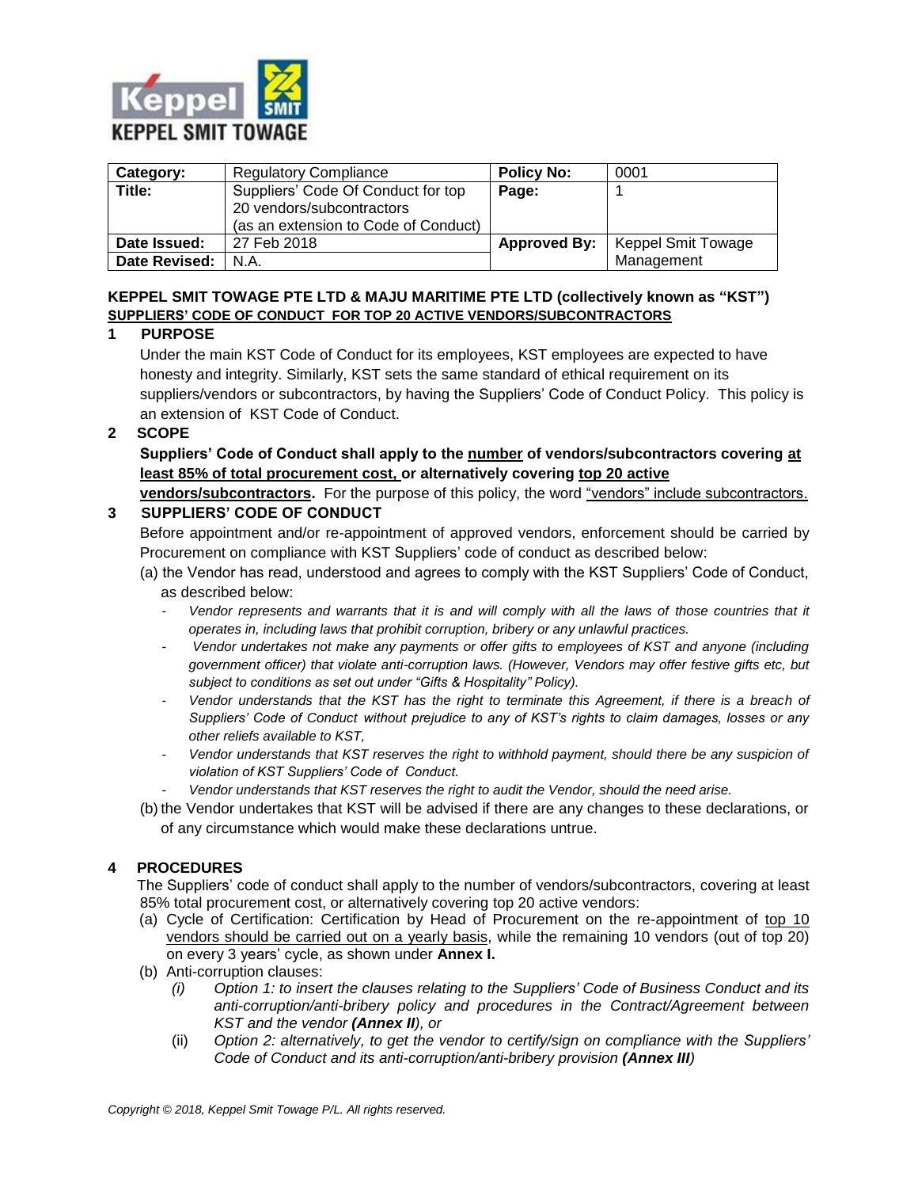| Category: | Regulatory Compliance | Policy No: | 0001 |
| --- | --- | --- | --- |
| Title: | Suppliers' Code Of Conduct for top 20 vendors/subcontractors (as an extension to Code of Conduct) | Page: | 1 |
| Date Issued: | 27 Feb 2018 | Approved By: | Keppel Smit Towage Management |
| Date Revised: | N.A. | | |

**KEPPEL SMIT TOWAGE PTE LTD & MAJU MARITIME PTE LTD (collectively known as "KST")**
**SUPPLIERS' CODE OF CONDUCT FOR TOP 20 ACTIVE VENDORS/SUBCONTRACTORS**

## 1 PURPOSE

Under the main KST Code of Conduct for its employees, KST employees are expected to have honesty and integrity. Similarly, KST sets the same standard of ethical requirement on its suppliers/vendors or subcontractors, by having the Suppliers' Code of Conduct Policy. This policy is an extension of KST Code of Conduct.

## 2 SCOPE

**Suppliers' Code of Conduct shall apply to the number of vendors/subcontractors covering at least 85% of total procurement cost, or alternatively covering top 20 active vendors/subcontractors.** For the purpose of this policy, the word "vendors" include subcontractors.

## 3 SUPPLIERS' CODE OF CONDUCT

Before appointment and/or re-appointment of approved vendors, enforcement should be carried by Procurement on compliance with KST Suppliers' code of conduct as described below:

(a) the Vendor has read, understood and agrees to comply with the KST Suppliers' Code of Conduct, as described below:

- *Vendor represents and warrants that it is and will comply with all the laws of those countries that it operates in, including laws that prohibit corruption, bribery or any unlawful practices.*
- *Vendor undertakes not make any payments or offer gifts to employees of KST and anyone (including government officer) that violate anti-corruption laws. (However, Vendors may offer festive gifts etc, but subject to conditions as set out under "Gifts & Hospitality" Policy).*
- *Vendor understands that the KST has the right to terminate this Agreement, if there is a breach of Suppliers' Code of Conduct without prejudice to any of KST's rights to claim damages, losses or any other reliefs available to KST,*
- *Vendor understands that KST reserves the right to withhold payment, should there be any suspicion of violation of KST Suppliers' Code of Conduct.*
- *Vendor understands that KST reserves the right to audit the Vendor, should the need arise.*

(b) the Vendor undertakes that KST will be advised if there are any changes to these declarations, or of any circumstance which would make these declarations untrue.

## 4 PROCEDURES

The Suppliers' code of conduct shall apply to the number of vendors/subcontractors, covering at least 85% total procurement cost, or alternatively covering top 20 active vendors:

(a) Cycle of Certification: Certification by Head of Procurement on the re-appointment of top 10 vendors should be carried out on a yearly basis, while the remaining 10 vendors (out of top 20) on every 3 years' cycle, as shown under **Annex I.**

(b) Anti-corruption clauses:

*(i) Option 1: to insert the clauses relating to the Suppliers' Code of Business Conduct and its anti-corruption/anti-bribery policy and procedures in the Contract/Agreement between KST and the vendor **(Annex II)**, or*

(ii) *Option 2: alternatively, to get the vendor to certify/sign on compliance with the Suppliers' Code of Conduct and its anti-corruption/anti-bribery provision **(Annex III)***

*Copyright © 2018, Keppel Smit Towage P/L. All rights reserved.*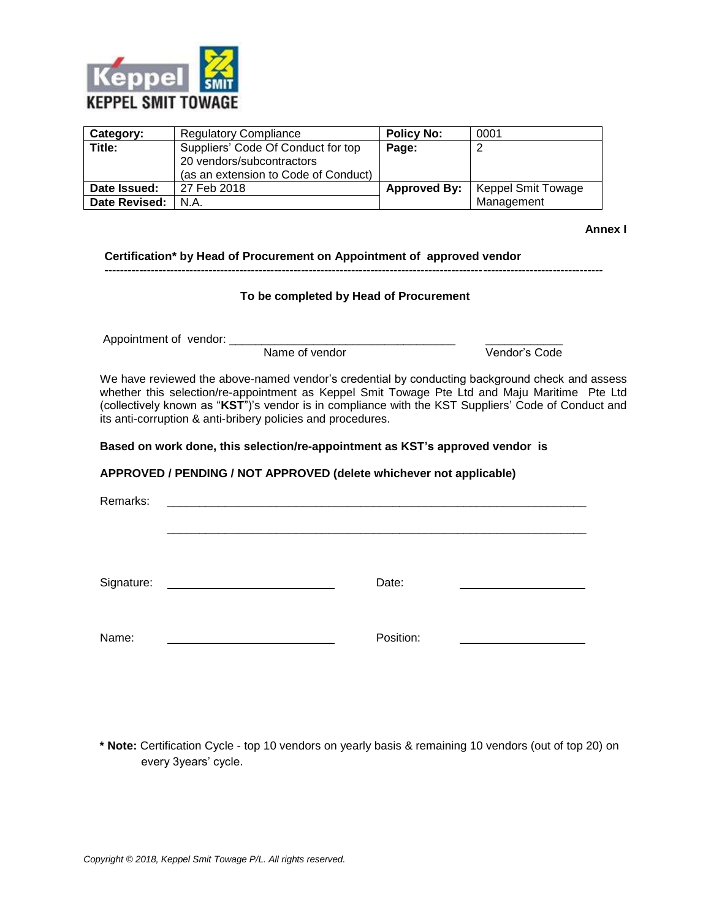KEPPEL SMIT TOWAGE

| Category: | Regulatory Compliance | Policy No: | 0001 |
|---|---|---|---|
| Title: | Suppliers' Code Of Conduct for top 20 vendors/subcontractors (as an extension to Code of Conduct) | Page: | 2 |
| Date Issued: | 27 Feb 2018 | Approved By: | Keppel Smit Towage Management |
| Date Revised: | N.A. | | |

**Annex I**

**Certification* by Head of Procurement on Appointment of approved vendor**

---

**To be completed by Head of Procurement**

Appointment of vendor: ___________________________________ ____________
Name of vendor Vendor's Code

We have reviewed the above-named vendor's credential by conducting background check and assess whether this selection/re-appointment as Keppel Smit Towage Pte Ltd and Maju Maritime Pte Ltd (collectively known as "**KST**")'s vendor is in compliance with the KST Suppliers' Code of Conduct and its anti-corruption & anti-bribery policies and procedures.

**Based on work done, this selection/re-appointment as KST's approved vendor is**

**APPROVED / PENDING / NOT APPROVED (delete whichever not applicable)**

Remarks: ____________________________________________________________________

____________________________________________________________________

Signature: __________________________ Date: ____________________

Name: __________________________ Position: ____________________

*** Note:** Certification Cycle - top 10 vendors on yearly basis & remaining 10 vendors (out of top 20) on every 3years' cycle.

*Copyright © 2018, Keppel Smit Towage P/L. All rights reserved.*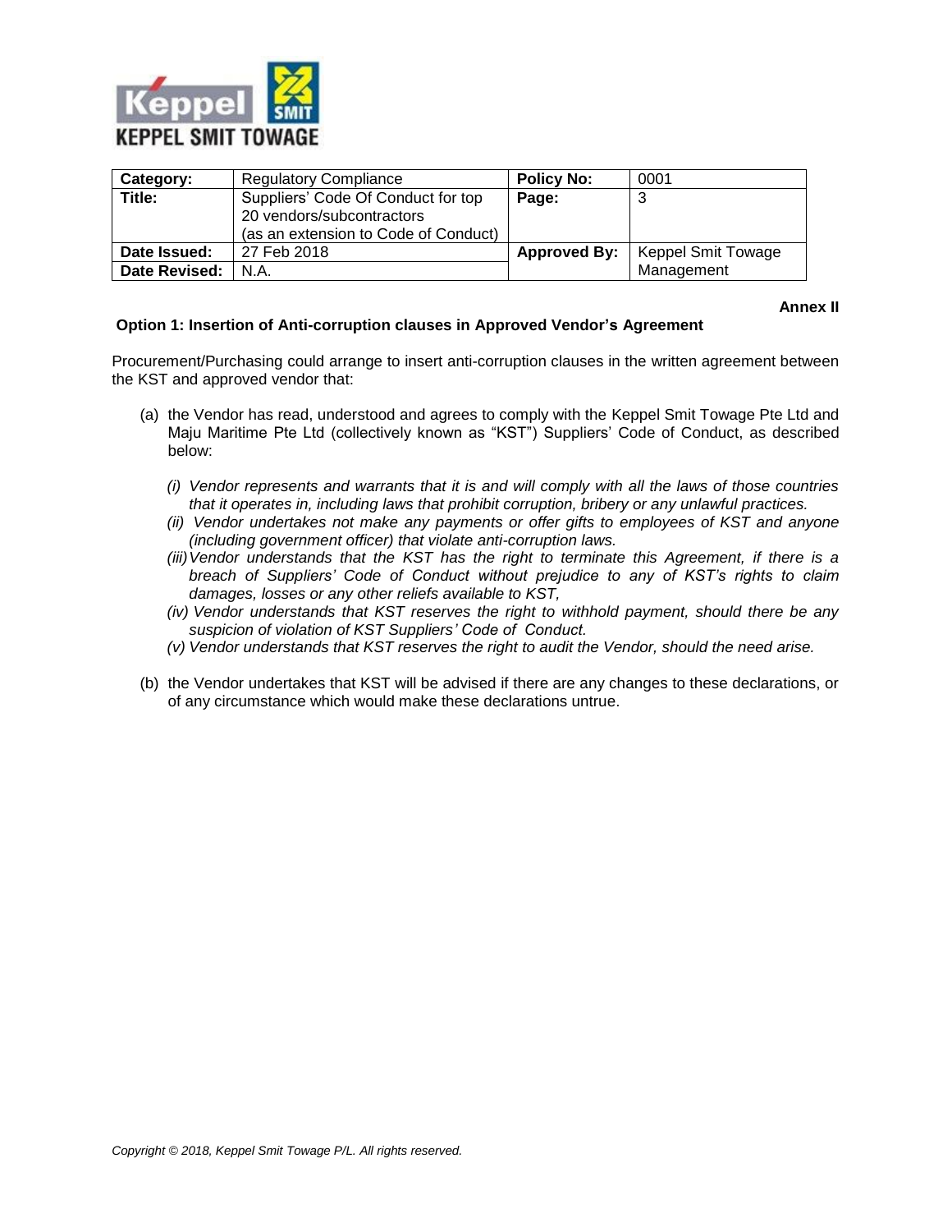KEPPEL SMIT TOWAGE

| Category: | Regulatory Compliance | Policy No: | 0001 |
| --- | --- | --- | --- |
| Title: | Suppliers' Code Of Conduct for top 20 vendors/subcontractors (as an extension to Code of Conduct) | Page: | 3 |
| Date Issued: | 27 Feb 2018 | Approved By: | Keppel Smit Towage Management |
| Date Revised: | N.A. | | |

**Annex II**

**Option 1: Insertion of Anti-corruption clauses in Approved Vendor's Agreement**

Procurement/Purchasing could arrange to insert anti-corruption clauses in the written agreement between the KST and approved vendor that:

(a) the Vendor has read, understood and agrees to comply with the Keppel Smit Towage Pte Ltd and Maju Maritime Pte Ltd (collectively known as "KST") Suppliers' Code of Conduct, as described below:

*(i) Vendor represents and warrants that it is and will comply with all the laws of those countries that it operates in, including laws that prohibit corruption, bribery or any unlawful practices.*

*(ii) Vendor undertakes not make any payments or offer gifts to employees of KST and anyone (including government officer) that violate anti-corruption laws.*

*(iii) Vendor understands that the KST has the right to terminate this Agreement, if there is a breach of Suppliers' Code of Conduct without prejudice to any of KST's rights to claim damages, losses or any other reliefs available to KST,*

*(iv) Vendor understands that KST reserves the right to withhold payment, should there be any suspicion of violation of KST Suppliers' Code of Conduct.*

*(v) Vendor understands that KST reserves the right to audit the Vendor, should the need arise.*

(b) the Vendor undertakes that KST will be advised if there are any changes to these declarations, or of any circumstance which would make these declarations untrue.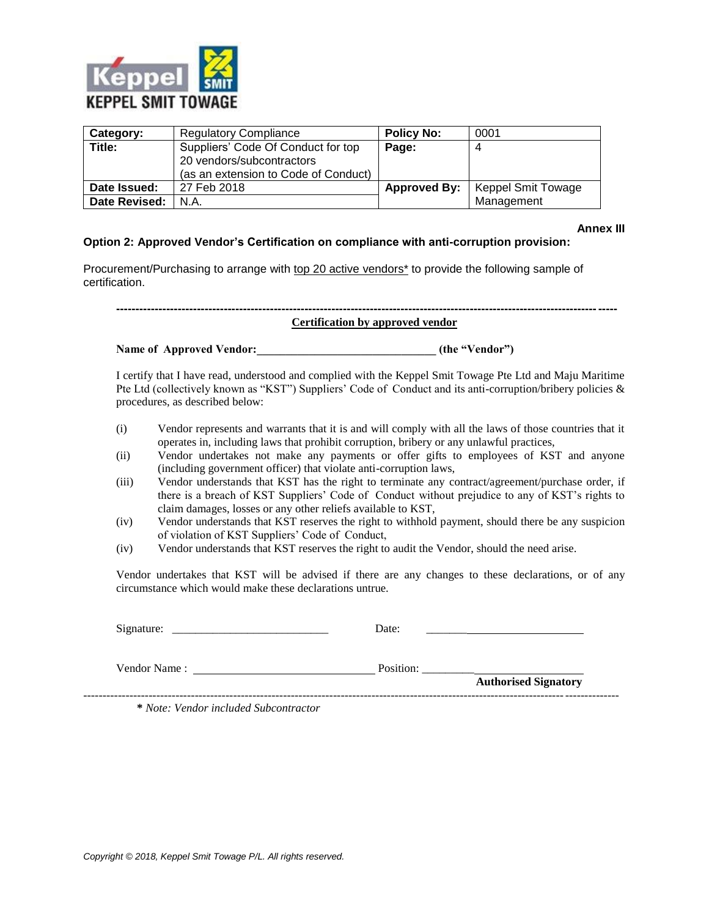| Category: | Regulatory Compliance | Policy No: | 0001 |
|---|---|---|---|
| Title: | Suppliers' Code Of Conduct for top 20 vendors/subcontractors (as an extension to Code of Conduct) | Page: | 4 |
| Date Issued: | 27 Feb 2018 | Approved By: | Keppel Smit Towage Management |
| Date Revised: | N.A. | | |

**Annex III**

**Option 2: Approved Vendor's Certification on compliance with anti-corruption provision:**

Procurement/Purchasing to arrange with top 20 active vendors* to provide the following sample of certification.

---

**Certification by approved vendor**

**Name of Approved Vendor:_______________________________ (the "Vendor")**

I certify that I have read, understood and complied with the Keppel Smit Towage Pte Ltd and Maju Maritime Pte Ltd (collectively known as "KST") Suppliers' Code of Conduct and its anti-corruption/bribery policies & procedures, as described below:

(i) Vendor represents and warrants that it is and will comply with all the laws of those countries that it operates in, including laws that prohibit corruption, bribery or any unlawful practices,

(ii) Vendor undertakes not make any payments or offer gifts to employees of KST and anyone (including government officer) that violate anti-corruption laws,

(iii) Vendor understands that KST has the right to terminate any contract/agreement/purchase order, if there is a breach of KST Suppliers' Code of Conduct without prejudice to any of KST's rights to claim damages, losses or any other reliefs available to KST,

(iv) Vendor understands that KST reserves the right to withhold payment, should there be any suspicion of violation of KST Suppliers' Code of Conduct,

(iv) Vendor understands that KST reserves the right to audit the Vendor, should the need arise.

Vendor undertakes that KST will be advised if there are any changes to these declarations, or of any circumstance which would make these declarations untrue.

Signature: ___________________________ Date: ___________________________

Vendor Name : ______________________________ Position: ___________________________

**Authorised Signatory**

---

***** *Note: Vendor included Subcontractor*

*Copyright © 2018, Keppel Smit Towage P/L. All rights reserved.*